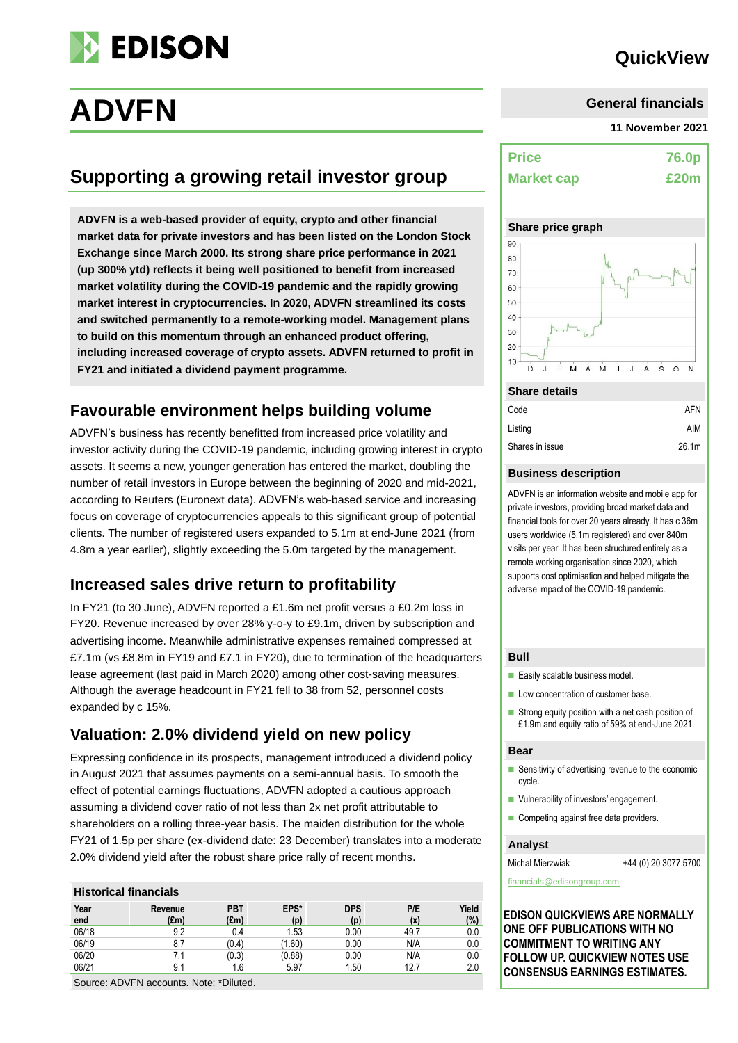# ADVFN

**QuickView**

**General financials**

**11 November 2021**

## Supporting a growing retail investor group

**ADVFN is a web-based provider of equity, crypto and other financial market data for private investors and has been listed on the London Stock Exchange since March 2000. Its strong share price performance in 2021 (up 300% ytd) reflects it being well positioned to benefit from increased market volatility during the COVID-19 pandemic and the rapidly growing market interest in cryptocurrencies. In 2020, ADVFN streamlined its costs and switched permanently to a remote-working model. Management plans to build on this momentum through an enhanced product offering, including increased coverage of crypto assets. ADVFN returned to profit in FY21 and initiated a dividend payment programme.**

### Favourable environment helps building volume

ADVFN's business has recently benefitted from increased price volatility and investor activity during the COVID-19 pandemic, including growing interest in crypto assets. It seems a new, younger generation has entered the market, doubling the number of retail investors in Europe between the beginning of 2020 and mid-2021, according to Reuters (Euronext data). ADVFN's web-based service and increasing focus on coverage of cryptocurrencies appeals to this significant group of potential clients. The number of registered users expanded to 5.1m at end-June 2021 (from 4.8m a year earlier), slightly exceeding the 5.0m targeted by the management.

### Increased sales drive return to profitability

In FY21 (to 30 June), ADVFN reported a £1.6m net profit versus a £0.2m loss in FY20. Revenue increased by over 28% y-o-y to £9.1m, driven by subscription and advertising income. Meanwhile administrative expenses remained compressed at £7.1m (vs £8.8m in FY19 and £7.1 in FY20), due to termination of the headquarters lease agreement (last paid in March 2020) among other cost-saving measures. Although the average headcount in FY21 fell to 38 from 52, personnel costs expanded by c 15%.

### Valuation: 2.0% dividend yield on new policy

Expressing confidence in its prospects, management introduced a dividend policy in August 2021 that assumes payments on a semi-annual basis. To smooth the effect of potential earnings fluctuations, ADVFN adopted a cautious approach assuming a dividend cover ratio of not less than 2x net profit attributable to shareholders on a rolling three-year basis. The maiden distribution for the whole FY21 of 1.5p per share (ex-dividend date: 23 December) translates into a moderate 2.0% dividend yield after the robust share price rally of recent months.

**Historical financials**

| Year end | Revenue (£m) | PBT (£m) | EPS* (p) | DPS (p) | P/E (x) | Yield (%) |
|---|---|---|---|---|---|---|
| 06/18 | 9.2 | 0.4 | 1.53 | 0.00 | 49.7 | 0.0 |
| 06/19 | 8.7 | (0.4) | (1.60) | 0.00 | N/A | 0.0 |
| 06/20 | 7.1 | (0.3) | (0.88) | 0.00 | N/A | 0.0 |
| 06/21 | 9.1 | 1.6 | 5.97 | 1.50 | 12.7 | 2.0 |

Source: ADVFN accounts. Note: *Diluted.

| | |
|---|---|
| **Price** | **76.0p** |
| **Market cap** | **£20m** |

**Share price graph**

**Share details**

| | |
|---|---|
| Code | AFN |
| Listing | AIM |
| Shares in issue | 26.1m |

**Business description**

ADVFN is an information website and mobile app for private investors, providing broad market data and financial tools for over 20 years already. It has c 36m users worldwide (5.1m registered) and over 840m visits per year. It has been structured entirely as a remote working organisation since 2020, which supports cost optimisation and helped mitigate the adverse impact of the COVID-19 pandemic.

**Bull**

- Easily scalable business model.
- Low concentration of customer base.
- Strong equity position with a net cash position of £1.9m and equity ratio of 59% at end-June 2021.

**Bear**

- Sensitivity of advertising revenue to the economic cycle.
- Vulnerability of investors' engagement.
- Competing against free data providers.

**Analyst**

Michal Mierzwiak +44 (0) 20 3077 5700

financials@edisongroup.com

**EDISON QUICKVIEWS ARE NORMALLY ONE OFF PUBLICATIONS WITH NO COMMITMENT TO WRITING ANY FOLLOW UP. QUICKVIEW NOTES USE CONSENSUS EARNINGS ESTIMATES.**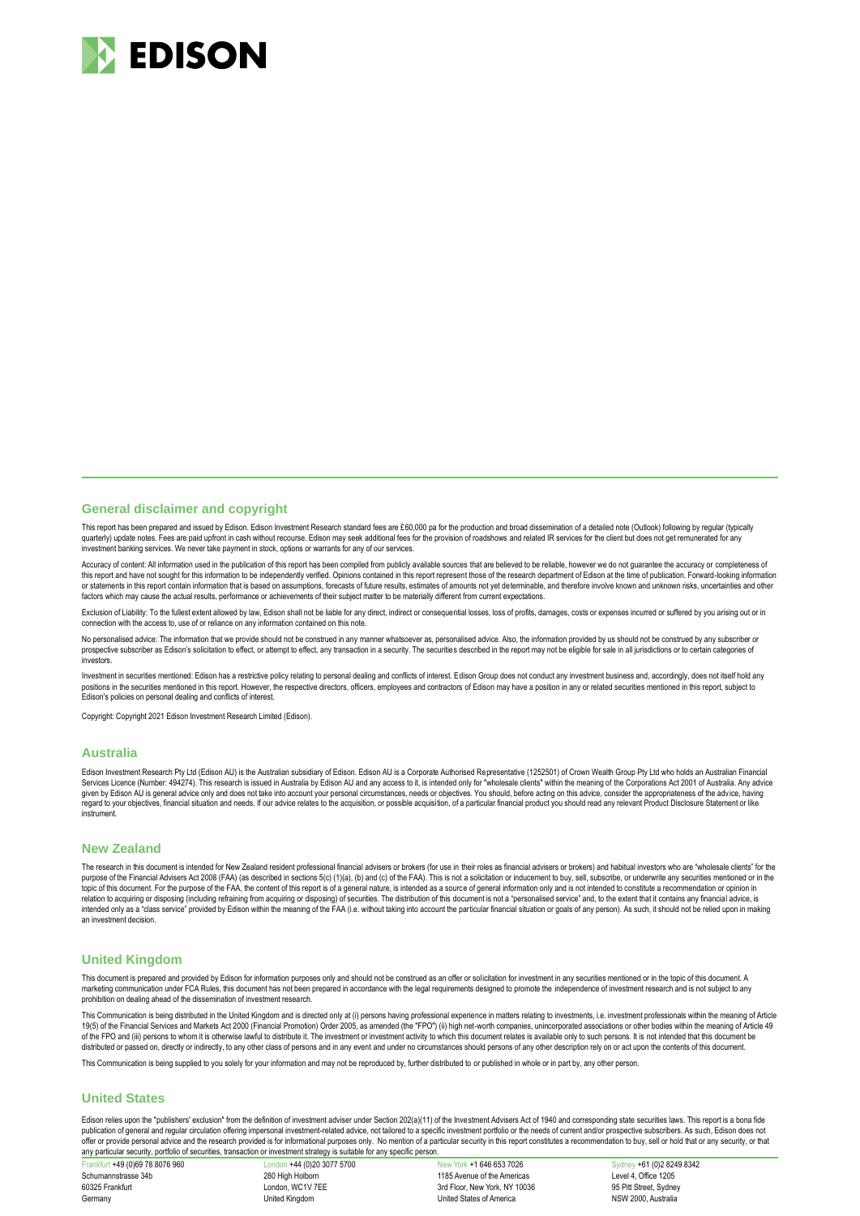## General disclaimer and copyright

This report has been prepared and issued by Edison. Edison Investment Research standard fees are £60,000 pa for the production and broad dissemination of a detailed note (Outlook) following by regular (typically quarterly) update notes. Fees are paid upfront in cash without recourse. Edison may seek additional fees for the provision of roadshows and related IR services for the client but does not get remunerated for any investment banking services. We never take payment in stock, options or warrants for any of our services.

Accuracy of content: All information used in the publication of this report has been compiled from publicly available sources that are believed to be reliable, however we do not guarantee the accuracy or completeness of this report and have not sought for this information to be independently verified. Opinions contained in this report represent those of the research department of Edison at the time of publication. Forward-looking information or statements in this report contain information that is based on assumptions, forecasts of future results, estimates of amounts not yet determinable, and therefore involve known and unknown risks, uncertainties and other factors which may cause the actual results, performance or achievements of their subject matter to be materially different from current expectations.

Exclusion of Liability: To the fullest extent allowed by law, Edison shall not be liable for any direct, indirect or consequential losses, loss of profits, damages, costs or expenses incurred or suffered by you arising out or in connection with the access to, use of or reliance on any information contained on this note.

No personalised advice: The information that we provide should not be construed in any manner whatsoever as, personalised advice. Also, the information provided by us should not be construed by any subscriber or prospective subscriber as Edison's solicitation to effect, or attempt to effect, any transaction in a security. The securities described in the report may not be eligible for sale in all jurisdictions or to certain categories of investors.

Investment in securities mentioned: Edison has a restrictive policy relating to personal dealing and conflicts of interest. Edison Group does not conduct any investment business and, accordingly, does not itself hold any positions in the securities mentioned in this report. However, the respective directors, officers, employees and contractors of Edison may have a position in any or related securities mentioned in this report, subject to Edison's policies on personal dealing and conflicts of interest.

Copyright: Copyright 2021 Edison Investment Research Limited (Edison).

## Australia

Edison Investment Research Pty Ltd (Edison AU) is the Australian subsidiary of Edison. Edison AU is a Corporate Authorised Representative (1252501) of Crown Wealth Group Pty Ltd who holds an Australian Financial Services Licence (Number: 494274). This research is issued in Australia by Edison AU and any access to it, is intended only for "wholesale clients" within the meaning of the Corporations Act 2001 of Australia. Any advice given by Edison AU is general advice only and does not take into account your personal circumstances, needs or objectives. You should, before acting on this advice, consider the appropriateness of the advice, having regard to your objectives, financial situation and needs. If our advice relates to the acquisition, or possible acquisition, of a particular financial product you should read any relevant Product Disclosure Statement or like instrument.

## New Zealand

The research in this document is intended for New Zealand resident professional financial advisers or brokers (for use in their roles as financial advisers or brokers) and habitual investors who are "wholesale clients" for the purpose of the Financial Advisers Act 2008 (FAA) (as described in sections 5(c) (1)(a), (b) and (c) of the FAA). This is not a solicitation or inducement to buy, sell, subscribe, or underwrite any securities mentioned or in the topic of this document. For the purpose of the FAA, the content of this report is of a general nature, is intended as a source of general information only and is not intended to constitute a recommendation or opinion in relation to acquiring or disposing (including refraining from acquiring or disposing) of securities. The distribution of this document is not a "personalised service" and, to the extent that it contains any financial advice, is intended only as a "class service" provided by Edison within the meaning of the FAA (i.e. without taking into account the particular financial situation or goals of any person). As such, it should not be relied upon in making an investment decision.

## United Kingdom

This document is prepared and provided by Edison for information purposes only and should not be construed as an offer or solicitation for investment in any securities mentioned or in the topic of this document. A marketing communication under FCA Rules, this document has not been prepared in accordance with the legal requirements designed to promote the independence of investment research and is not subject to any prohibition on dealing ahead of the dissemination of investment research.

This Communication is being distributed in the United Kingdom and is directed only at (i) persons having professional experience in matters relating to investments, i.e. investment professionals within the meaning of Article 19(5) of the Financial Services and Markets Act 2000 (Financial Promotion) Order 2005, as amended (the "FPO") (ii) high net-worth companies, unincorporated associations or other bodies within the meaning of Article 49 of the FPO and (iii) persons to whom it is otherwise lawful to distribute it. The investment or investment activity to which this document relates is available only to such persons. It is not intended that this document be distributed or passed on, directly or indirectly, to any other class of persons and in any event and under no circumstances should persons of any other description rely on or act upon the contents of this document.

This Communication is being supplied to you solely for your information and may not be reproduced by, further distributed to or published in whole or in part by, any other person.

## United States

Edison relies upon the "publishers' exclusion" from the definition of investment adviser under Section 202(a)(11) of the Investment Advisers Act of 1940 and corresponding state securities laws. This report is a bona fide publication of general and regular circulation offering impersonal investment-related advice, not tailored to a specific investment portfolio or the needs of current and/or prospective subscribers. As such, Edison does not offer or provide personal advice and the research provided is for informational purposes only. No mention of a particular security in this report constitutes a recommendation to buy, sell or hold that or any security, or that any particular security, portfolio of securities, transaction or investment strategy is suitable for any specific person.

Frankfurt +49 (0)69 78 8076 960
Schumannstrasse 34b
60325 Frankfurt
Germany

London +44 (0)20 3077 5700
280 High Holborn
London, WC1V 7EE
United Kingdom

New York +1 646 653 7026
1185 Avenue of the Americas
3rd Floor, New York, NY 10036
United States of America

Sydney +61 (0)2 8249 8342
Level 4, Office 1205
95 Pitt Street, Sydney
NSW 2000, Australia